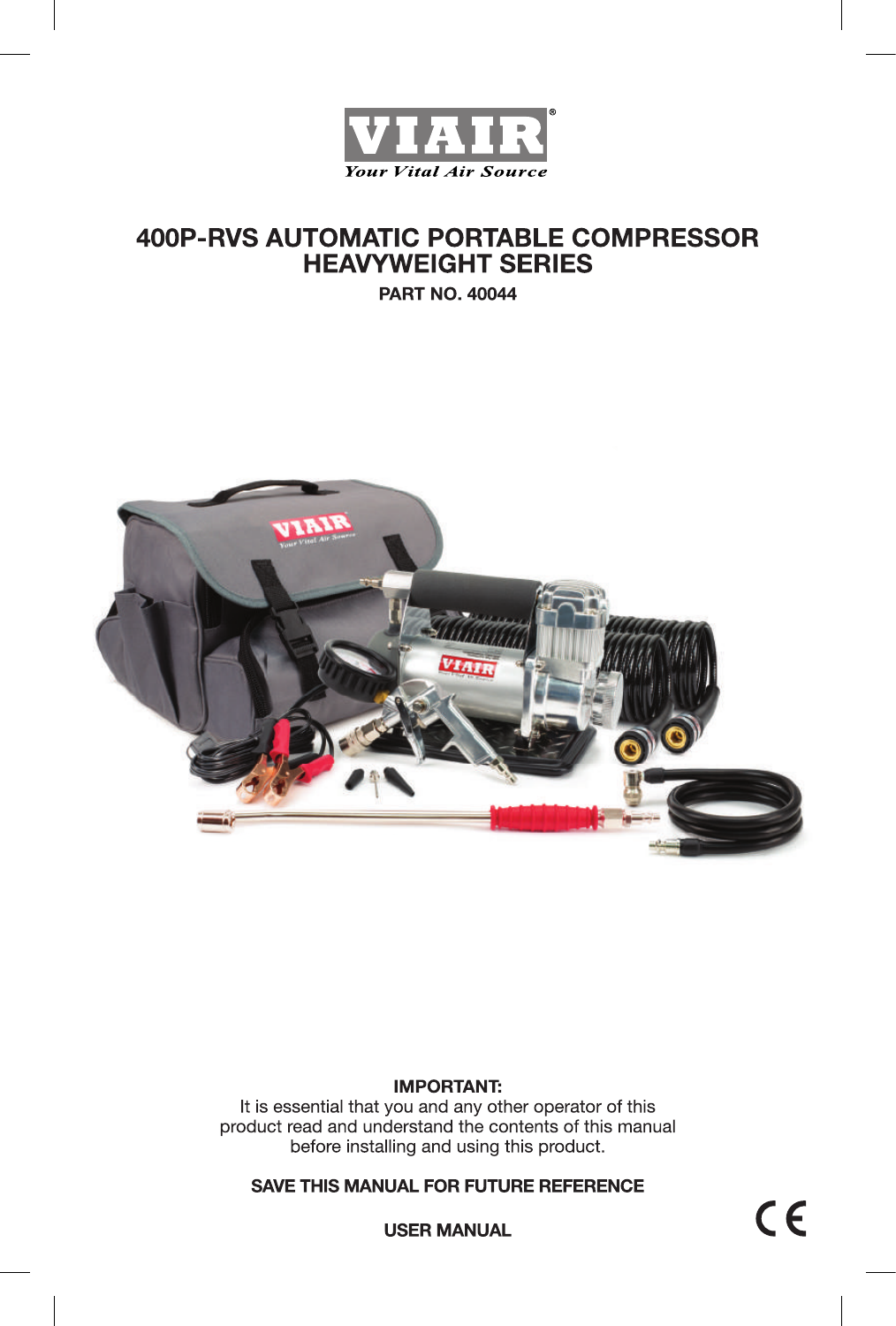VIAIR®

*Your Vital Air Source*

# 400P-RVS AUTOMATIC PORTABLE COMPRESSOR HEAVYWEIGHT SERIES

**PART NO. 40044**

**IMPORTANT:**

It is essential that you and any other operator of this product read and understand the contents of this manual before installing and using this product.

**SAVE THIS MANUAL FOR FUTURE REFERENCE**

**USER MANUAL**

CE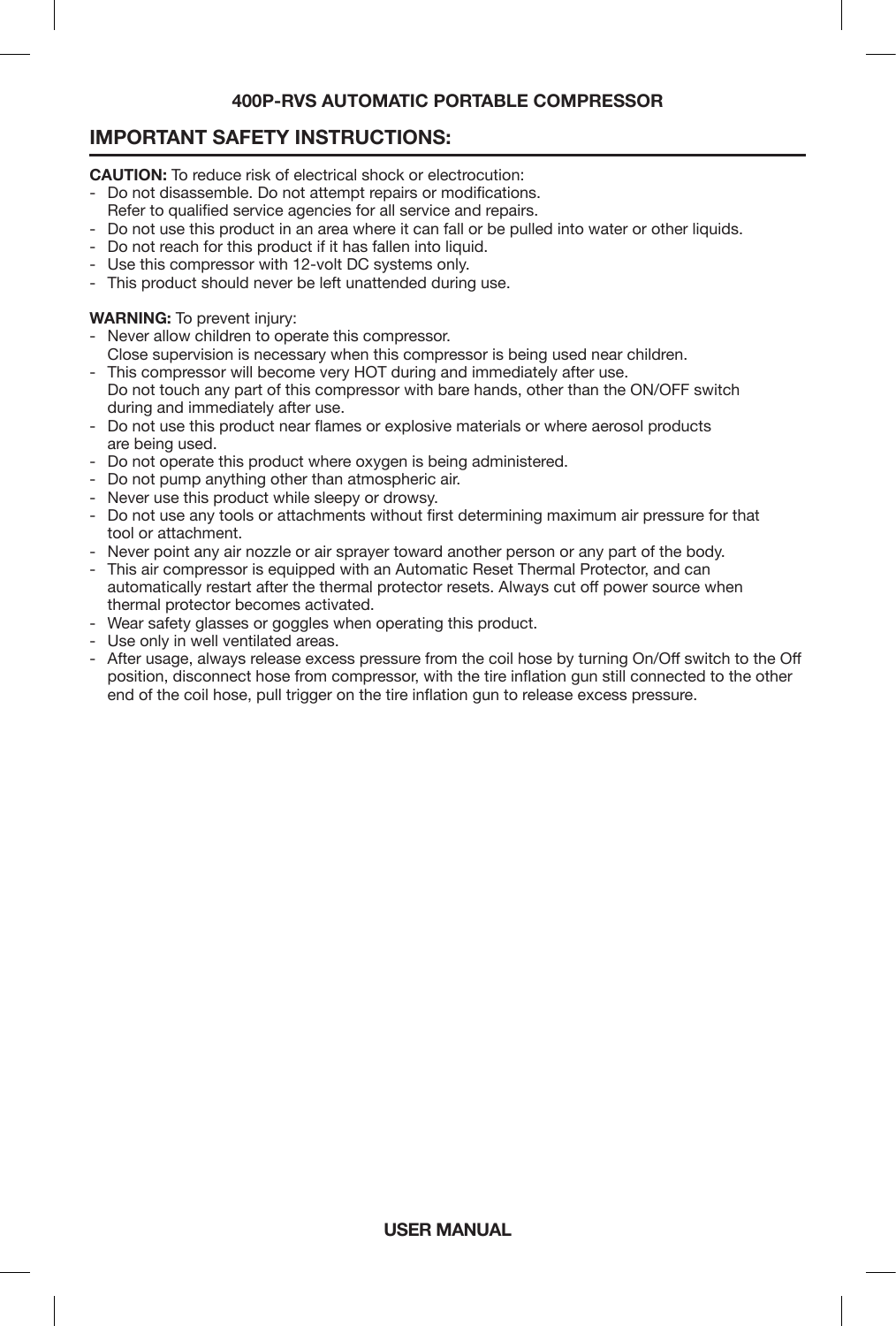**400P-RVS AUTOMATIC PORTABLE COMPRESSOR**

## IMPORTANT SAFETY INSTRUCTIONS:

**CAUTION:** To reduce risk of electrical shock or electrocution:

- Do not disassemble. Do not attempt repairs or modifications.
  Refer to qualified service agencies for all service and repairs.
- Do not use this product in an area where it can fall or be pulled into water or other liquids.
- Do not reach for this product if it has fallen into liquid.
- Use this compressor with 12-volt DC systems only.
- This product should never be left unattended during use.

**WARNING:** To prevent injury:

- Never allow children to operate this compressor.
  Close supervision is necessary when this compressor is being used near children.
- This compressor will become very HOT during and immediately after use.
  Do not touch any part of this compressor with bare hands, other than the ON/OFF switch during and immediately after use.
- Do not use this product near flames or explosive materials or where aerosol products are being used.
- Do not operate this product where oxygen is being administered.
- Do not pump anything other than atmospheric air.
- Never use this product while sleepy or drowsy.
- Do not use any tools or attachments without first determining maximum air pressure for that tool or attachment.
- Never point any air nozzle or air sprayer toward another person or any part of the body.
- This air compressor is equipped with an Automatic Reset Thermal Protector, and can automatically restart after the thermal protector resets. Always cut off power source when thermal protector becomes activated.
- Wear safety glasses or goggles when operating this product.
- Use only in well ventilated areas.
- After usage, always release excess pressure from the coil hose by turning On/Off switch to the Off position, disconnect hose from compressor, with the tire inflation gun still connected to the other end of the coil hose, pull trigger on the tire inflation gun to release excess pressure.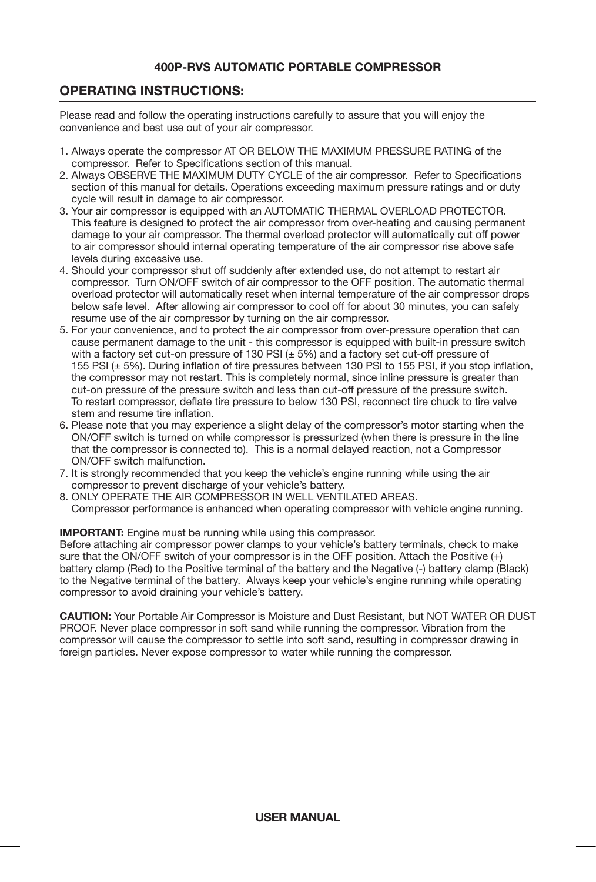**400P-RVS AUTOMATIC PORTABLE COMPRESSOR**

## OPERATING INSTRUCTIONS:

Please read and follow the operating instructions carefully to assure that you will enjoy the convenience and best use out of your air compressor.

1. Always operate the compressor AT OR BELOW THE MAXIMUM PRESSURE RATING of the compressor. Refer to Specifications section of this manual.
2. Always OBSERVE THE MAXIMUM DUTY CYCLE of the air compressor. Refer to Specifications section of this manual for details. Operations exceeding maximum pressure ratings and or duty cycle will result in damage to air compressor.
3. Your air compressor is equipped with an AUTOMATIC THERMAL OVERLOAD PROTECTOR. This feature is designed to protect the air compressor from over-heating and causing permanent damage to your air compressor. The thermal overload protector will automatically cut off power to air compressor should internal operating temperature of the air compressor rise above safe levels during excessive use.
4. Should your compressor shut off suddenly after extended use, do not attempt to restart air compressor. Turn ON/OFF switch of air compressor to the OFF position. The automatic thermal overload protector will automatically reset when internal temperature of the air compressor drops below safe level. After allowing air compressor to cool off for about 30 minutes, you can safely resume use of the air compressor by turning on the air compressor.
5. For your convenience, and to protect the air compressor from over-pressure operation that can cause permanent damage to the unit - this compressor is equipped with built-in pressure switch with a factory set cut-on pressure of 130 PSI (± 5%) and a factory set cut-off pressure of 155 PSI (± 5%). During inflation of tire pressures between 130 PSI to 155 PSI, if you stop inflation, the compressor may not restart. This is completely normal, since inline pressure is greater than cut-on pressure of the pressure switch and less than cut-off pressure of the pressure switch. To restart compressor, deflate tire pressure to below 130 PSI, reconnect tire chuck to tire valve stem and resume tire inflation.
6. Please note that you may experience a slight delay of the compressor's motor starting when the ON/OFF switch is turned on while compressor is pressurized (when there is pressure in the line that the compressor is connected to). This is a normal delayed reaction, not a Compressor ON/OFF switch malfunction.
7. It is strongly recommended that you keep the vehicle's engine running while using the air compressor to prevent discharge of your vehicle's battery.
8. ONLY OPERATE THE AIR COMPRESSOR IN WELL VENTILATED AREAS. Compressor performance is enhanced when operating compressor with vehicle engine running.

**IMPORTANT:** Engine must be running while using this compressor.
Before attaching air compressor power clamps to your vehicle's battery terminals, check to make sure that the ON/OFF switch of your compressor is in the OFF position. Attach the Positive (+) battery clamp (Red) to the Positive terminal of the battery and the Negative (-) battery clamp (Black) to the Negative terminal of the battery. Always keep your vehicle's engine running while operating compressor to avoid draining your vehicle's battery.

**CAUTION:** Your Portable Air Compressor is Moisture and Dust Resistant, but NOT WATER OR DUST PROOF. Never place compressor in soft sand while running the compressor. Vibration from the compressor will cause the compressor to settle into soft sand, resulting in compressor drawing in foreign particles. Never expose compressor to water while running the compressor.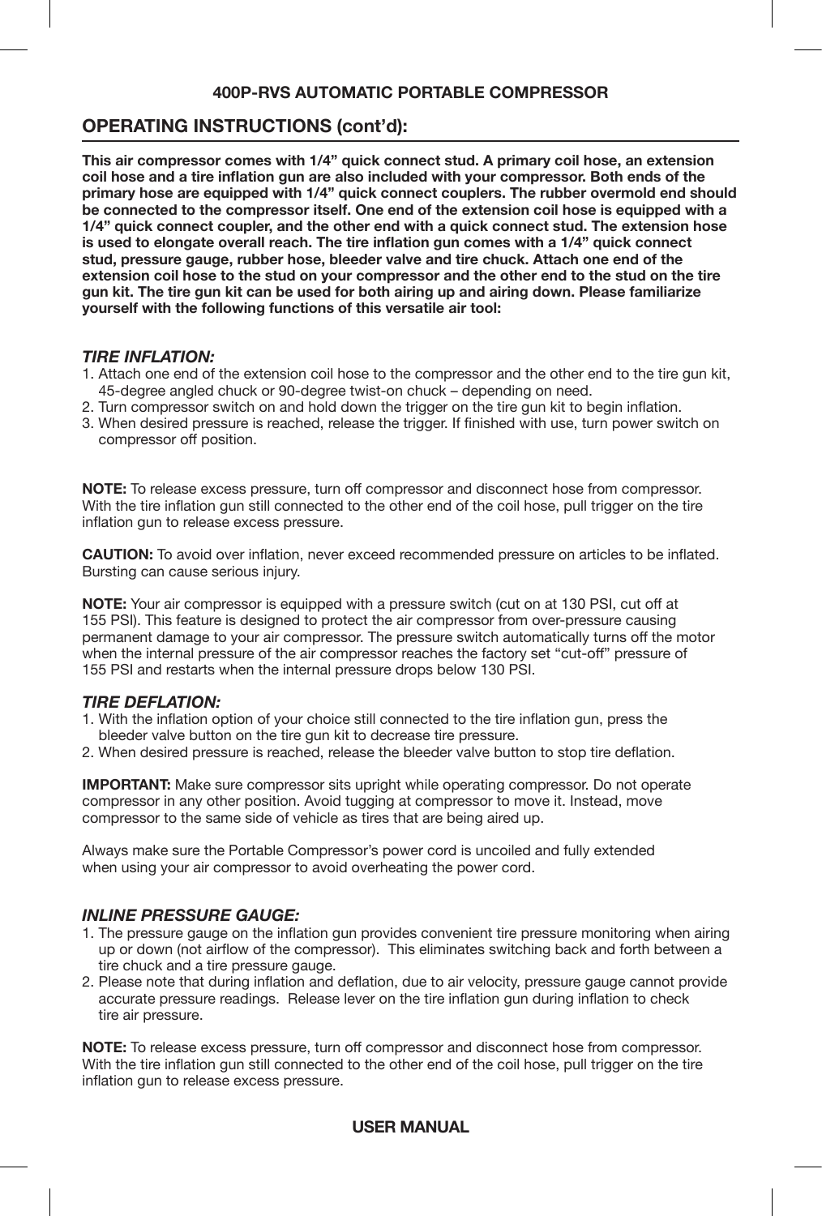## 400P-RVS AUTOMATIC PORTABLE COMPRESSOR

## OPERATING INSTRUCTIONS (cont'd):

**This air compressor comes with 1/4" quick connect stud. A primary coil hose, an extension coil hose and a tire inflation gun are also included with your compressor. Both ends of the primary hose are equipped with 1/4" quick connect couplers. The rubber overmold end should be connected to the compressor itself. One end of the extension coil hose is equipped with a 1/4" quick connect coupler, and the other end with a quick connect stud. The extension hose is used to elongate overall reach. The tire inflation gun comes with a 1/4" quick connect stud, pressure gauge, rubber hose, bleeder valve and tire chuck. Attach one end of the extension coil hose to the stud on your compressor and the other end to the stud on the tire gun kit. The tire gun kit can be used for both airing up and airing down. Please familiarize yourself with the following functions of this versatile air tool:**

### *TIRE INFLATION:*

1. Attach one end of the extension coil hose to the compressor and the other end to the tire gun kit, 45-degree angled chuck or 90-degree twist-on chuck – depending on need.
2. Turn compressor switch on and hold down the trigger on the tire gun kit to begin inflation.
3. When desired pressure is reached, release the trigger. If finished with use, turn power switch on compressor off position.

**NOTE:** To release excess pressure, turn off compressor and disconnect hose from compressor. With the tire inflation gun still connected to the other end of the coil hose, pull trigger on the tire inflation gun to release excess pressure.

**CAUTION:** To avoid over inflation, never exceed recommended pressure on articles to be inflated. Bursting can cause serious injury.

**NOTE:** Your air compressor is equipped with a pressure switch (cut on at 130 PSI, cut off at 155 PSI). This feature is designed to protect the air compressor from over-pressure causing permanent damage to your air compressor. The pressure switch automatically turns off the motor when the internal pressure of the air compressor reaches the factory set "cut-off" pressure of 155 PSI and restarts when the internal pressure drops below 130 PSI.

### *TIRE DEFLATION:*

1. With the inflation option of your choice still connected to the tire inflation gun, press the bleeder valve button on the tire gun kit to decrease tire pressure.
2. When desired pressure is reached, release the bleeder valve button to stop tire deflation.

**IMPORTANT:** Make sure compressor sits upright while operating compressor. Do not operate compressor in any other position. Avoid tugging at compressor to move it. Instead, move compressor to the same side of vehicle as tires that are being aired up.

Always make sure the Portable Compressor's power cord is uncoiled and fully extended when using your air compressor to avoid overheating the power cord.

### *INLINE PRESSURE GAUGE:*

1. The pressure gauge on the inflation gun provides convenient tire pressure monitoring when airing up or down (not airflow of the compressor). This eliminates switching back and forth between a tire chuck and a tire pressure gauge.
2. Please note that during inflation and deflation, due to air velocity, pressure gauge cannot provide accurate pressure readings. Release lever on the tire inflation gun during inflation to check tire air pressure.

**NOTE:** To release excess pressure, turn off compressor and disconnect hose from compressor. With the tire inflation gun still connected to the other end of the coil hose, pull trigger on the tire inflation gun to release excess pressure.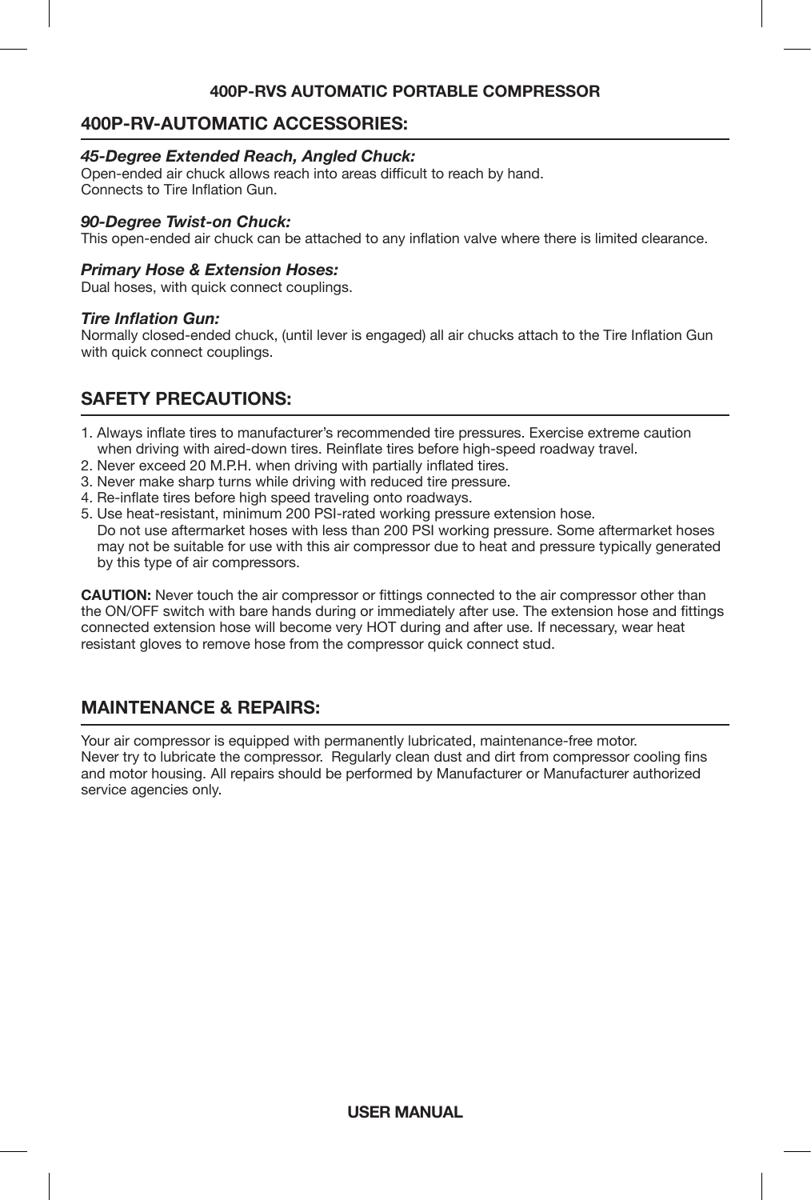## 400P-RV-AUTOMATIC ACCESSORIES:

***45-Degree Extended Reach, Angled Chuck:***
Open-ended air chuck allows reach into areas difficult to reach by hand.
Connects to Tire Inflation Gun.

***90-Degree Twist-on Chuck:***
This open-ended air chuck can be attached to any inflation valve where there is limited clearance.

***Primary Hose & Extension Hoses:***
Dual hoses, with quick connect couplings.

***Tire Inflation Gun:***
Normally closed-ended chuck, (until lever is engaged) all air chucks attach to the Tire Inflation Gun with quick connect couplings.

## SAFETY PRECAUTIONS:

1. Always inflate tires to manufacturer's recommended tire pressures. Exercise extreme caution when driving with aired-down tires. Reinflate tires before high-speed roadway travel.
2. Never exceed 20 M.P.H. when driving with partially inflated tires.
3. Never make sharp turns while driving with reduced tire pressure.
4. Re-inflate tires before high speed traveling onto roadways.
5. Use heat-resistant, minimum 200 PSI-rated working pressure extension hose.
   Do not use aftermarket hoses with less than 200 PSI working pressure. Some aftermarket hoses may not be suitable for use with this air compressor due to heat and pressure typically generated by this type of air compressors.

**CAUTION:** Never touch the air compressor or fittings connected to the air compressor other than the ON/OFF switch with bare hands during or immediately after use. The extension hose and fittings connected extension hose will become very HOT during and after use. If necessary, wear heat resistant gloves to remove hose from the compressor quick connect stud.

## MAINTENANCE & REPAIRS:

Your air compressor is equipped with permanently lubricated, maintenance-free motor.
Never try to lubricate the compressor. Regularly clean dust and dirt from compressor cooling fins and motor housing. All repairs should be performed by Manufacturer or Manufacturer authorized service agencies only.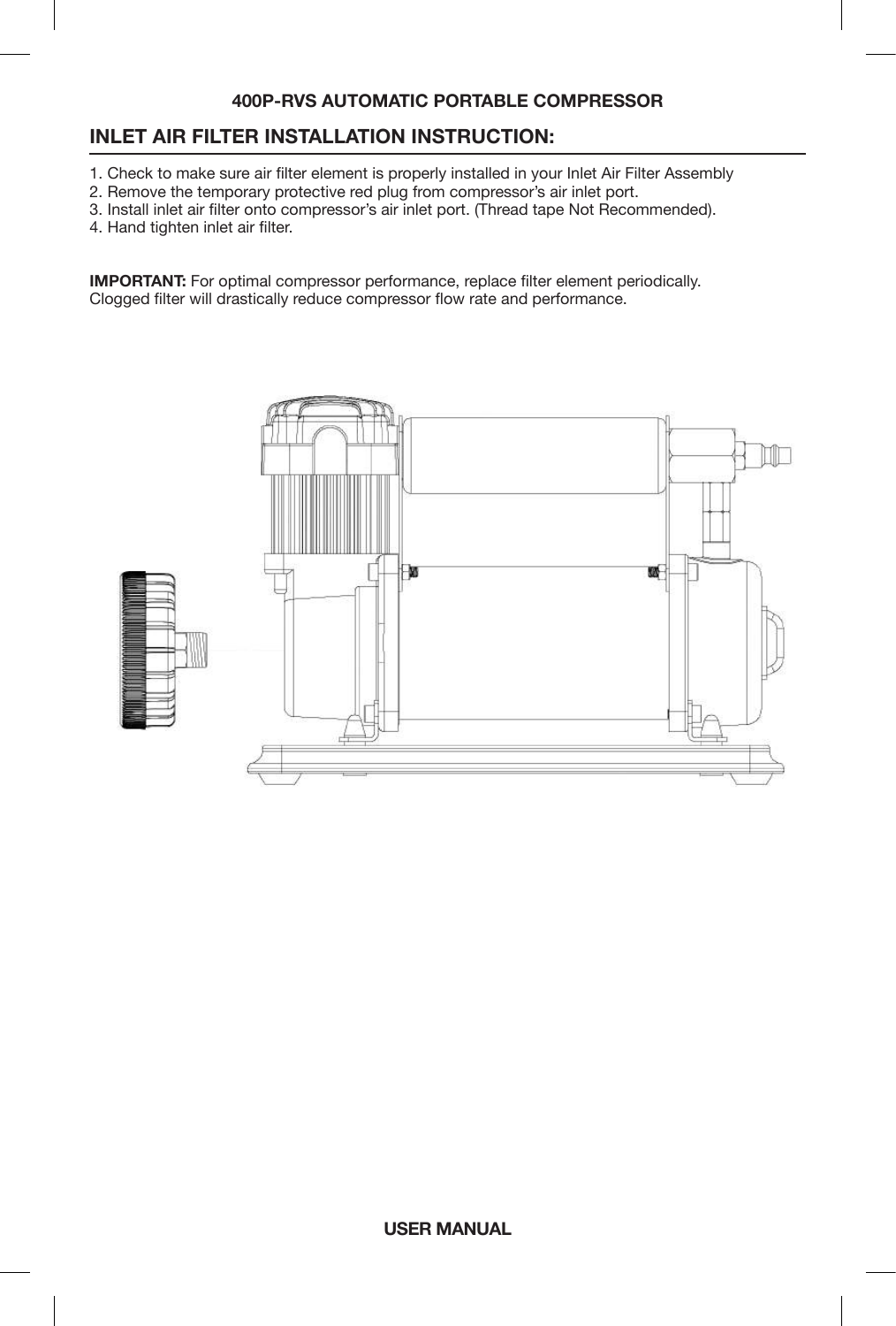## INLET AIR FILTER INSTALLATION INSTRUCTION:

1. Check to make sure air filter element is properly installed in your Inlet Air Filter Assembly
2. Remove the temporary protective red plug from compressor's air inlet port.
3. Install inlet air filter onto compressor's air inlet port. (Thread tape Not Recommended).
4. Hand tighten inlet air filter.

**IMPORTANT:** For optimal compressor performance, replace filter element periodically.
Clogged filter will drastically reduce compressor flow rate and performance.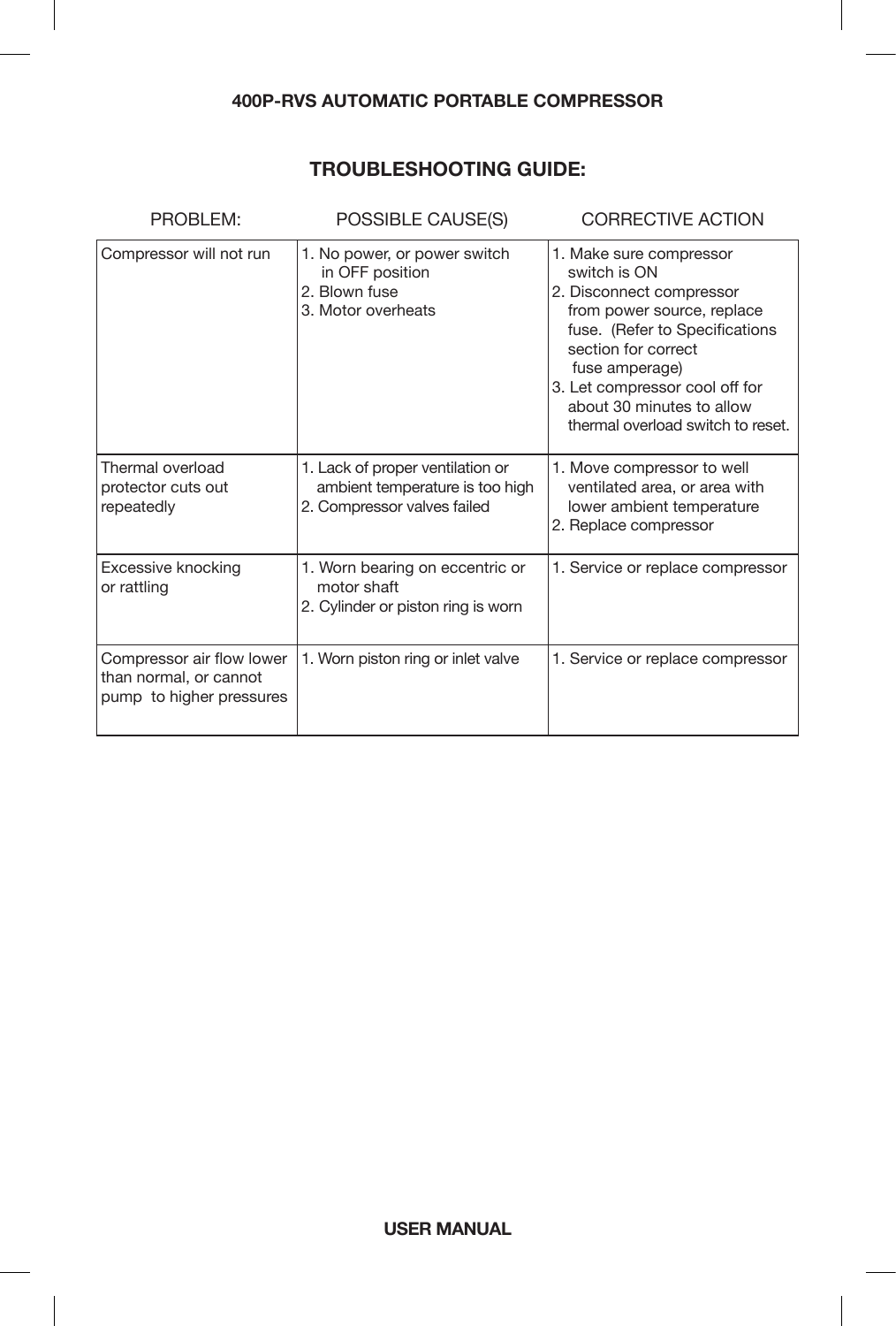## TROUBLESHOOTING GUIDE:

| PROBLEM: | POSSIBLE CAUSE(S) | CORRECTIVE ACTION |
|---|---|---|
| Compressor will not run | 1. No power, or power switch in OFF position<br>2. Blown fuse<br>3. Motor overheats | 1. Make sure compressor switch is ON<br>2. Disconnect compressor from power source, replace fuse. (Refer to Specifications section for correct fuse amperage)<br>3. Let compressor cool off for about 30 minutes to allow thermal overload switch to reset. |
| Thermal overload protector cuts out repeatedly | 1. Lack of proper ventilation or ambient temperature is too high<br>2. Compressor valves failed | 1. Move compressor to well ventilated area, or area with lower ambient temperature<br>2. Replace compressor |
| Excessive knocking or rattling | 1. Worn bearing on eccentric or motor shaft<br>2. Cylinder or piston ring is worn | 1. Service or replace compressor |
| Compressor air flow lower than normal, or cannot pump to higher pressures | 1. Worn piston ring or inlet valve | 1. Service or replace compressor |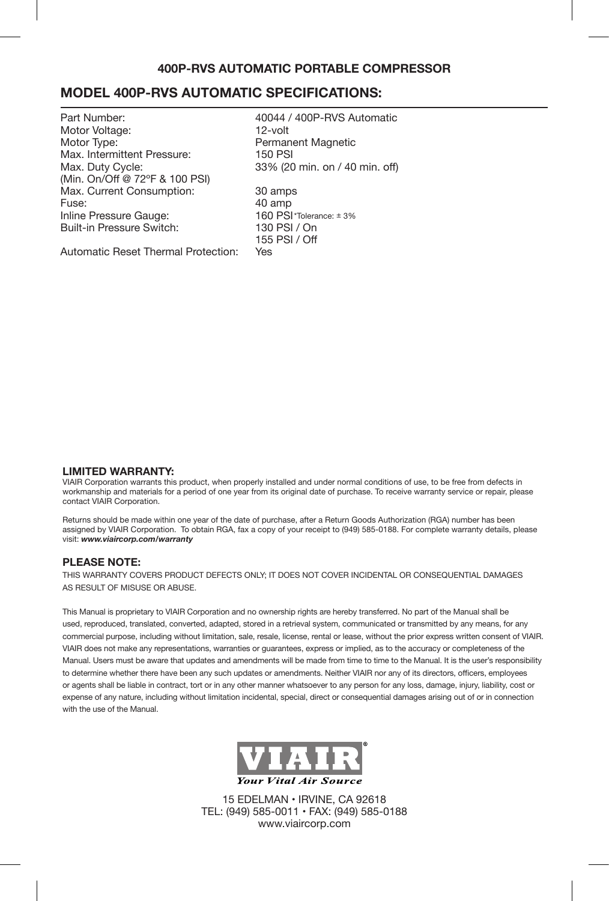## 400P-RVS AUTOMATIC PORTABLE COMPRESSOR

# MODEL 400P-RVS AUTOMATIC SPECIFICATIONS:

| | |
|---|---|
| Part Number: | 40044 / 400P-RVS Automatic |
| Motor Voltage: | 12-volt |
| Motor Type: | Permanent Magnetic |
| Max. Intermittent Pressure: | 150 PSI |
| Max. Duty Cycle: (Min. On/Off @ 72°F & 100 PSI) | 33% (20 min. on / 40 min. off) |
| Max. Current Consumption: | 30 amps |
| Fuse: | 40 amp |
| Inline Pressure Gauge: | 160 PSI *Tolerance: ± 3% |
| Built-in Pressure Switch: | 130 PSI / On<br>155 PSI / Off |
| Automatic Reset Thermal Protection: | Yes |

**LIMITED WARRANTY:**

VIAIR Corporation warrants this product, when properly installed and under normal conditions of use, to be free from defects in workmanship and materials for a period of one year from its original date of purchase. To receive warranty service or repair, please contact VIAIR Corporation.

Returns should be made within one year of the date of purchase, after a Return Goods Authorization (RGA) number has been assigned by VIAIR Corporation. To obtain RGA, fax a copy of your receipt to (949) 585-0188. For complete warranty details, please visit: ***www.viaircorp.com/warranty***

**PLEASE NOTE:**

THIS WARRANTY COVERS PRODUCT DEFECTS ONLY; IT DOES NOT COVER INCIDENTAL OR CONSEQUENTIAL DAMAGES AS RESULT OF MISUSE OR ABUSE.

This Manual is proprietary to VIAIR Corporation and no ownership rights are hereby transferred. No part of the Manual shall be used, reproduced, translated, converted, adapted, stored in a retrieval system, communicated or transmitted by any means, for any commercial purpose, including without limitation, sale, resale, license, rental or lease, without the prior express written consent of VIAIR. VIAIR does not make any representations, warranties or guarantees, express or implied, as to the accuracy or completeness of the Manual. Users must be aware that updates and amendments will be made from time to time to the Manual. It is the user's responsibility to determine whether there have been any such updates or amendments. Neither VIAIR nor any of its directors, officers, employees or agents shall be liable in contract, tort or in any other manner whatsoever to any person for any loss, damage, injury, liability, cost or expense of any nature, including without limitation incidental, special, direct or consequential damages arising out of or in connection with the use of the Manual.

VIAIR®

*Your Vital Air Source*

15 EDELMAN • IRVINE, CA 92618
TEL: (949) 585-0011 • FAX: (949) 585-0188
www.viaircorp.com